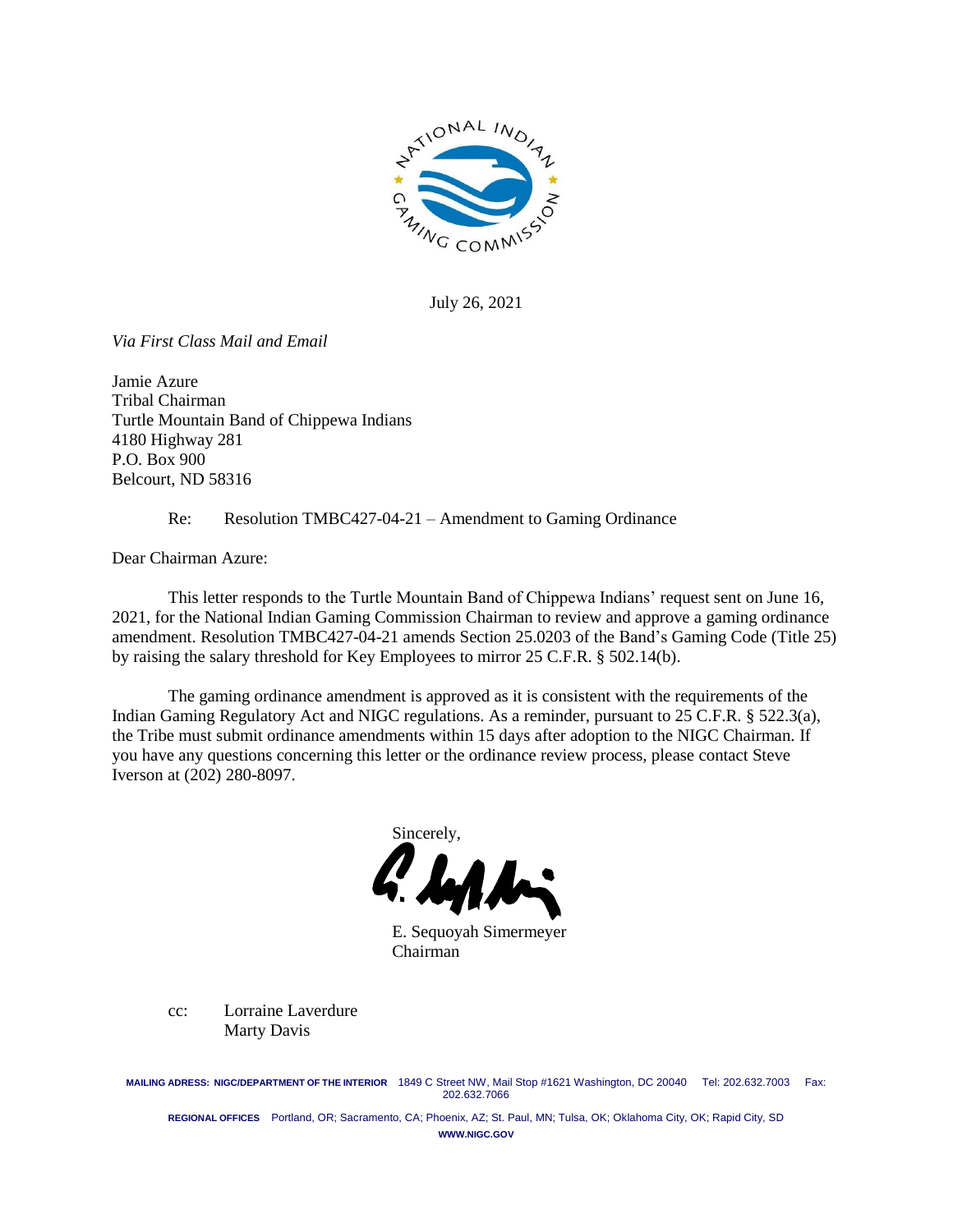July 26, 2021

*Via First Class Mail and Email*

Jamie Azure
Tribal Chairman
Turtle Mountain Band of Chippewa Indians
4180 Highway 281
P.O. Box 900
Belcourt, ND 58316

Re: Resolution TMBC427-04-21 – Amendment to Gaming Ordinance

Dear Chairman Azure:

This letter responds to the Turtle Mountain Band of Chippewa Indians' request sent on June 16, 2021, for the National Indian Gaming Commission Chairman to review and approve a gaming ordinance amendment. Resolution TMBC427-04-21 amends Section 25.0203 of the Band's Gaming Code (Title 25) by raising the salary threshold for Key Employees to mirror 25 C.F.R. § 502.14(b).

The gaming ordinance amendment is approved as it is consistent with the requirements of the Indian Gaming Regulatory Act and NIGC regulations. As a reminder, pursuant to 25 C.F.R. § 522.3(a), the Tribe must submit ordinance amendments within 15 days after adoption to the NIGC Chairman. If you have any questions concerning this letter or the ordinance review process, please contact Steve Iverson at (202) 280-8097.

Sincerely,

E. Sequoyah Simermeyer
Chairman

cc: Lorraine Laverdure
Marty Davis

**MAILING ADRESS: NIGC/DEPARTMENT OF THE INTERIOR** 1849 C Street NW, Mail Stop #1621 Washington, DC 20040 Tel: 202.632.7003 Fax: 202.632.7066

**REGIONAL OFFICES** Portland, OR; Sacramento, CA; Phoenix, AZ; St. Paul, MN; Tulsa, OK; Oklahoma City, OK; Rapid City, SD

**WWW.NIGC.GOV**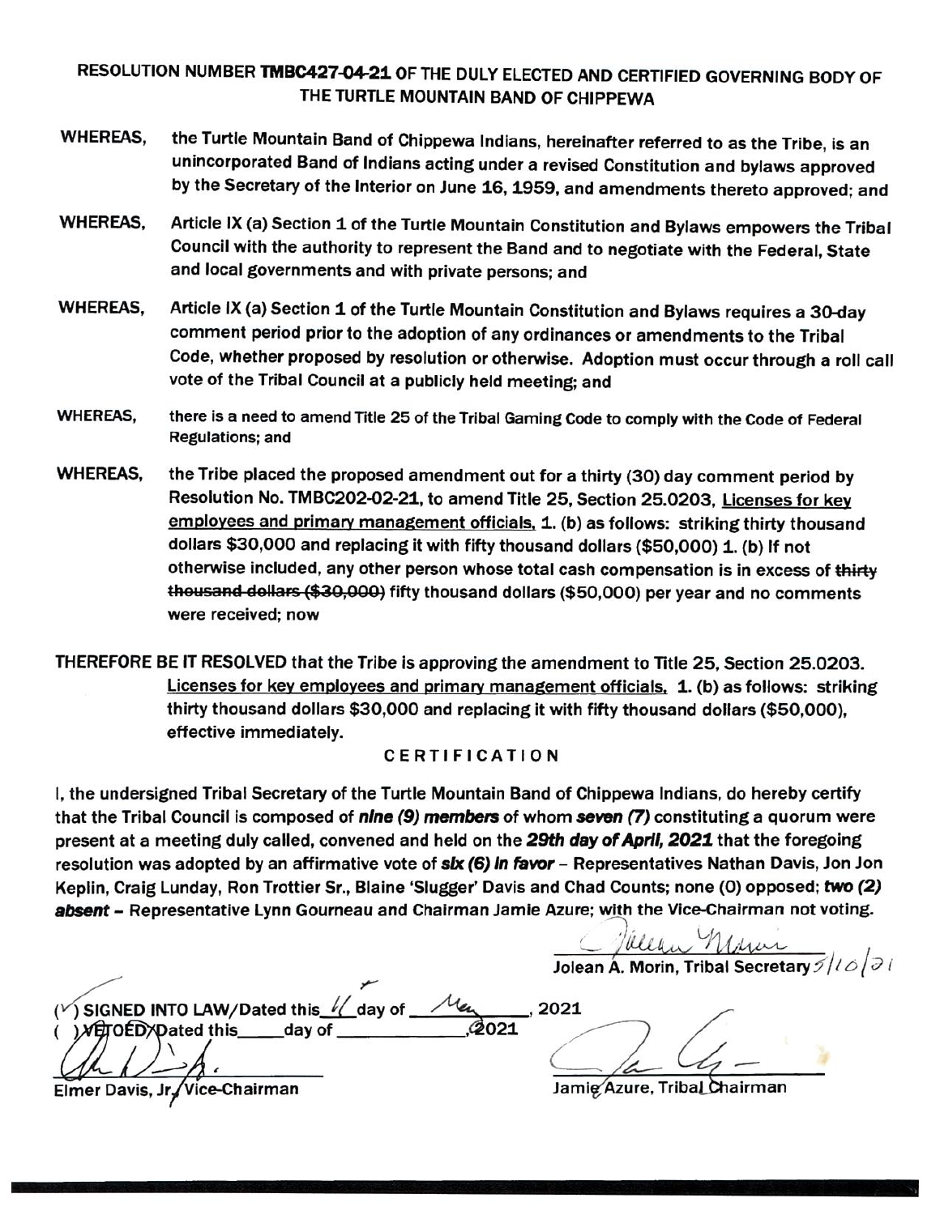**RESOLUTION NUMBER TMBC427-04-21 OF THE DULY ELECTED AND CERTIFIED GOVERNING BODY OF THE TURTLE MOUNTAIN BAND OF CHIPPEWA**

**WHEREAS,** the Turtle Mountain Band of Chippewa Indians, hereinafter referred to as the Tribe, is an unincorporated Band of Indians acting under a revised Constitution and bylaws approved by the Secretary of the Interior on June 16, 1959, and amendments thereto approved; and

**WHEREAS,** Article IX (a) Section 1 of the Turtle Mountain Constitution and Bylaws empowers the Tribal Council with the authority to represent the Band and to negotiate with the Federal, State and local governments and with private persons; and

**WHEREAS,** Article IX (a) Section 1 of the Turtle Mountain Constitution and Bylaws requires a 30-day comment period prior to the adoption of any ordinances or amendments to the Tribal Code, whether proposed by resolution or otherwise. Adoption must occur through a roll call vote of the Tribal Council at a publicly held meeting; and

**WHEREAS,** there is a need to amend Title 25 of the Tribal Gaming Code to comply with the Code of Federal Regulations; and

**WHEREAS,** the Tribe placed the proposed amendment out for a thirty (30) day comment period by Resolution No. TMBC202-02-21, to amend Title 25, Section 25.0203, <u>Licenses for key employees and primary management officials.</u> 1. (b) as follows: striking thirty thousand dollars $30,000 and replacing it with fifty thousand dollars ($50,000) 1. (b) If not otherwise included, any other person whose total cash compensation is in excess of ~~thirty thousand dollars ($30,000)~~ fifty thousand dollars ($50,000) per year and no comments were received; now

**THEREFORE BE IT RESOLVED** that the Tribe is approving the amendment to Title 25, Section 25.0203. <u>Licenses for key employees and primary management officials.</u> 1. (b) as follows: striking thirty thousand dollars $30,000 and replacing it with fifty thousand dollars ($50,000), effective immediately.

**CERTIFICATION**

I, the undersigned Tribal Secretary of the Turtle Mountain Band of Chippewa Indians, do hereby certify that the Tribal Council is composed of ***nine (9) members*** of whom ***seven (7)*** constituting a quorum were present at a meeting duly called, convened and held on the ***29th day of April, 2021*** that the foregoing resolution was adopted by an affirmative vote of ***six (6) in favor*** – Representatives Nathan Davis, Jon Jon Keplin, Craig Lunday, Ron Trottier Sr., Blaine 'Slugger' Davis and Chad Counts; none (0) opposed; ***two (2) absent*** – Representative Lynn Gourneau and Chairman Jamie Azure; with the Vice-Chairman not voting.

Jolean A. Morin, Tribal Secretary 5/10/21

(✓) SIGNED INTO LAW/Dated this 11 day of May, 2021
( ) VETOED/Dated this\_\_\_\_day of \_\_\_\_\_\_\_\_\_\_, 2021

Elmer Davis, Jr. Vice-Chairman

Jamie Azure, Tribal Chairman